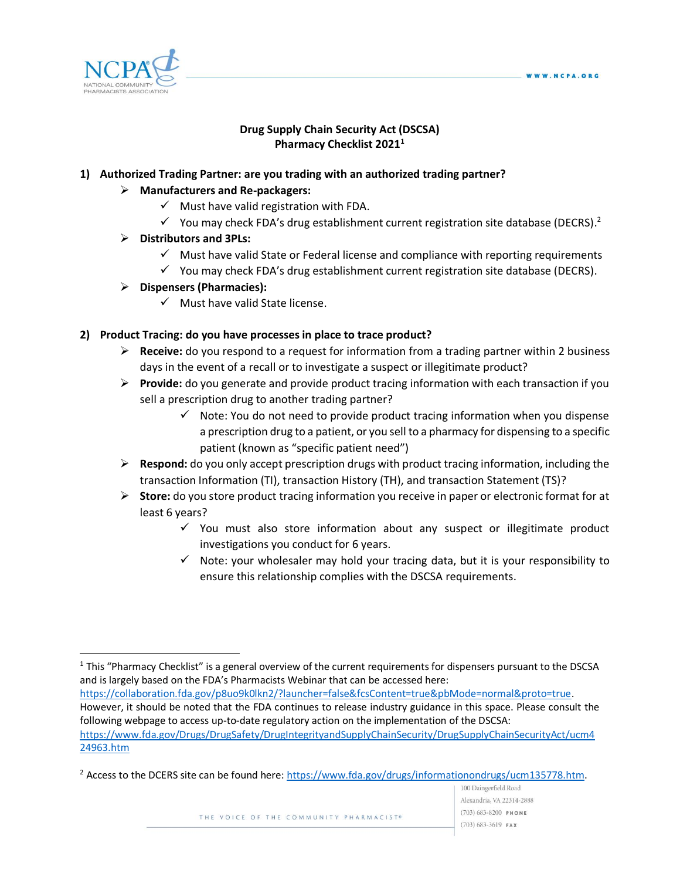# Drug Supply Chain Security Act (DSCSA)
## Pharmacy Checklist 2021[1]

1) **Authorized Trading Partner: are you trading with an authorized trading partner?**
   - **Manufacturers and Re-packagers:**
     - ✓ Must have valid registration with FDA.
     - ✓ You may check FDA's drug establishment current registration site database (DECRS).[2]
   - **Distributors and 3PLs:**
     - ✓ Must have valid State or Federal license and compliance with reporting requirements
     - ✓ You may check FDA's drug establishment current registration site database (DECRS).
   - **Dispensers (Pharmacies):**
     - ✓ Must have valid State license.

2) **Product Tracing: do you have processes in place to trace product?**
   - **Receive:** do you respond to a request for information from a trading partner within 2 business days in the event of a recall or to investigate a suspect or illegitimate product?
   - **Provide:** do you generate and provide product tracing information with each transaction if you sell a prescription drug to another trading partner?
     - ✓ Note: You do not need to provide product tracing information when you dispense a prescription drug to a patient, or you sell to a pharmacy for dispensing to a specific patient (known as "specific patient need")
   - **Respond:** do you only accept prescription drugs with product tracing information, including the transaction Information (TI), transaction History (TH), and transaction Statement (TS)?
   - **Store:** do you store product tracing information you receive in paper or electronic format for at least 6 years?
     - ✓ You must also store information about any suspect or illegitimate product investigations you conduct for 6 years.
     - ✓ Note: your wholesaler may hold your tracing data, but it is your responsibility to ensure this relationship complies with the DSCSA requirements.

---

[1] This "Pharmacy Checklist" is a general overview of the current requirements for dispensers pursuant to the DSCSA and is largely based on the FDA's Pharmacists Webinar that can be accessed here: https://collaboration.fda.gov/p8uo9k0lkn2/?launcher=false&fcsContent=true&pbMode=normal&proto=true. However, it should be noted that the FDA continues to release industry guidance in this space. Please consult the following webpage to access up-to-date regulatory action on the implementation of the DSCSA: https://www.fda.gov/Drugs/DrugSafety/DrugIntegrityandSupplyChainSecurity/DrugSupplyChainSecurityAct/ucm424963.htm

[2] Access to the DCERS site can be found here: https://www.fda.gov/drugs/informationondrugs/ucm135778.htm.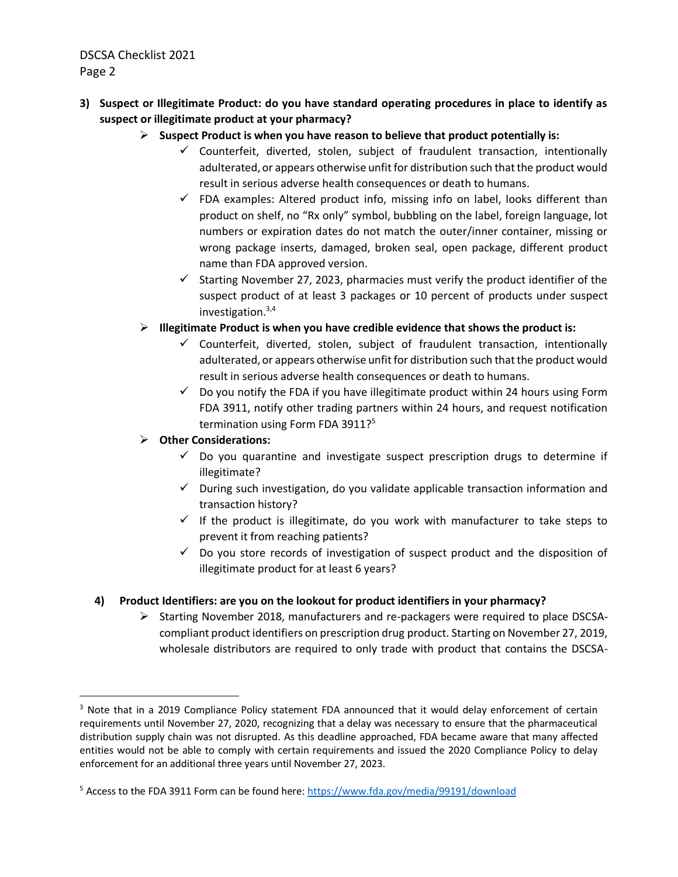3) **Suspect or Illegitimate Product: do you have standard operating procedures in place to identify as suspect or illegitimate product at your pharmacy?**

- **Suspect Product is when you have reason to believe that product potentially is:**
  - ✓ Counterfeit, diverted, stolen, subject of fraudulent transaction, intentionally adulterated, or appears otherwise unfit for distribution such that the product would result in serious adverse health consequences or death to humans.
  - ✓ FDA examples: Altered product info, missing info on label, looks different than product on shelf, no "Rx only" symbol, bubbling on the label, foreign language, lot numbers or expiration dates do not match the outer/inner container, missing or wrong package inserts, damaged, broken seal, open package, different product name than FDA approved version.
  - ✓ Starting November 27, 2023, pharmacies must verify the product identifier of the suspect product of at least 3 packages or 10 percent of products under suspect investigation.[3,4]
- **Illegitimate Product is when you have credible evidence that shows the product is:**
  - ✓ Counterfeit, diverted, stolen, subject of fraudulent transaction, intentionally adulterated, or appears otherwise unfit for distribution such that the product would result in serious adverse health consequences or death to humans.
  - ✓ Do you notify the FDA if you have illegitimate product within 24 hours using Form FDA 3911, notify other trading partners within 24 hours, and request notification termination using Form FDA 3911?[5]
- **Other Considerations:**
  - ✓ Do you quarantine and investigate suspect prescription drugs to determine if illegitimate?
  - ✓ During such investigation, do you validate applicable transaction information and transaction history?
  - ✓ If the product is illegitimate, do you work with manufacturer to take steps to prevent it from reaching patients?
  - ✓ Do you store records of investigation of suspect product and the disposition of illegitimate product for at least 6 years?

4) **Product Identifiers: are you on the lookout for product identifiers in your pharmacy?**

- Starting November 2018, manufacturers and re-packagers were required to place DSCSA-compliant product identifiers on prescription drug product. Starting on November 27, 2019, wholesale distributors are required to only trade with product that contains the DSCSA-

---

[3] Note that in a 2019 Compliance Policy statement FDA announced that it would delay enforcement of certain requirements until November 27, 2020, recognizing that a delay was necessary to ensure that the pharmaceutical distribution supply chain was not disrupted. As this deadline approached, FDA became aware that many affected entities would not be able to comply with certain requirements and issued the 2020 Compliance Policy to delay enforcement for an additional three years until November 27, 2023.

[5] Access to the FDA 3911 Form can be found here: https://www.fda.gov/media/99191/download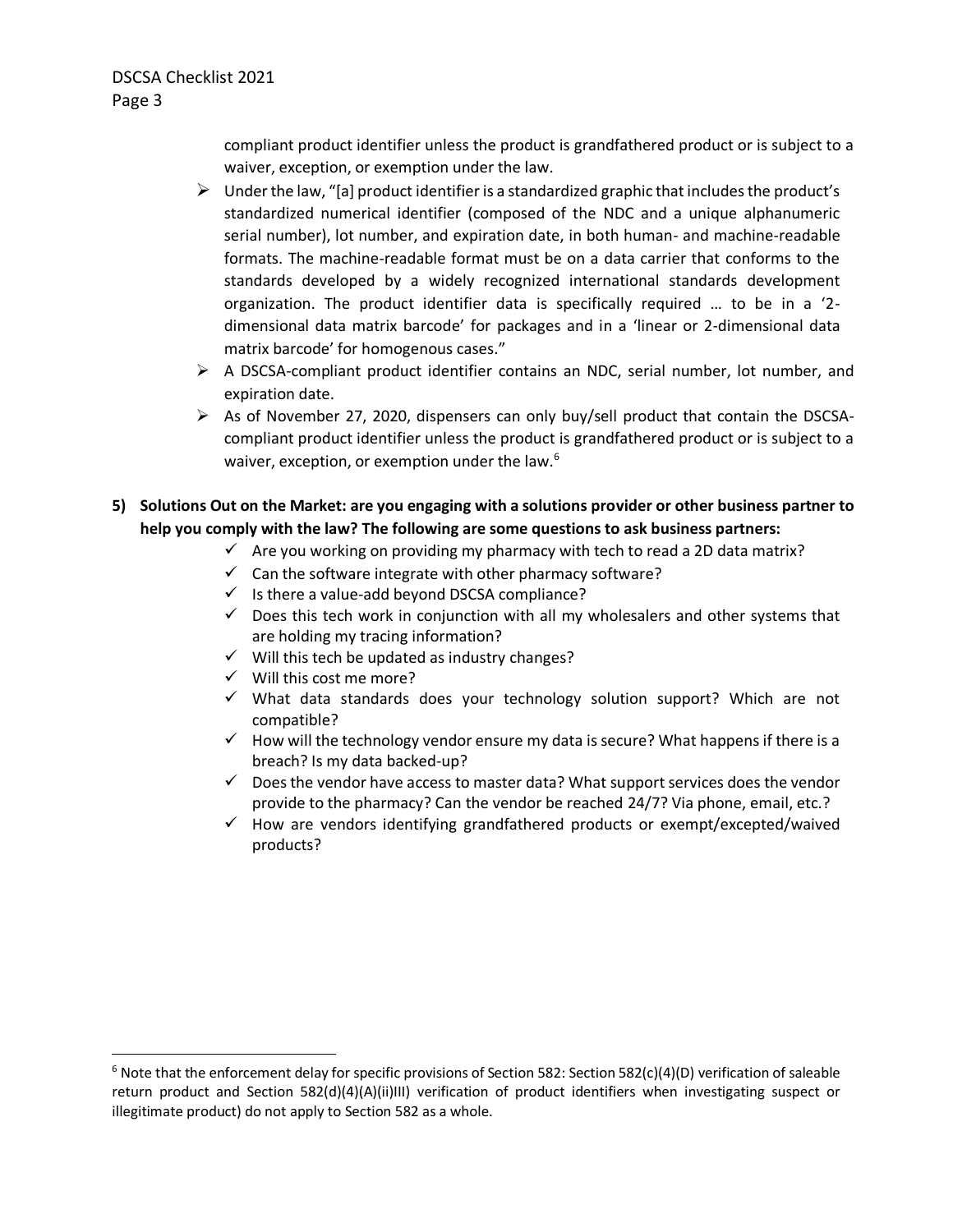compliant product identifier unless the product is grandfathered product or is subject to a waiver, exception, or exemption under the law.

- Under the law, "[a] product identifier is a standardized graphic that includes the product's standardized numerical identifier (composed of the NDC and a unique alphanumeric serial number), lot number, and expiration date, in both human- and machine-readable formats. The machine-readable format must be on a data carrier that conforms to the standards developed by a widely recognized international standards development organization. The product identifier data is specifically required … to be in a '2-dimensional data matrix barcode' for packages and in a 'linear or 2-dimensional data matrix barcode' for homogenous cases."
- A DSCSA-compliant product identifier contains an NDC, serial number, lot number, and expiration date.
- As of November 27, 2020, dispensers can only buy/sell product that contain the DSCSA-compliant product identifier unless the product is grandfathered product or is subject to a waiver, exception, or exemption under the law.[6]

**5) Solutions Out on the Market: are you engaging with a solutions provider or other business partner to help you comply with the law? The following are some questions to ask business partners:**

- ✓ Are you working on providing my pharmacy with tech to read a 2D data matrix?
- ✓ Can the software integrate with other pharmacy software?
- ✓ Is there a value-add beyond DSCSA compliance?
- ✓ Does this tech work in conjunction with all my wholesalers and other systems that are holding my tracing information?
- ✓ Will this tech be updated as industry changes?
- ✓ Will this cost me more?
- ✓ What data standards does your technology solution support? Which are not compatible?
- ✓ How will the technology vendor ensure my data is secure? What happens if there is a breach? Is my data backed-up?
- ✓ Does the vendor have access to master data? What support services does the vendor provide to the pharmacy? Can the vendor be reached 24/7? Via phone, email, etc.?
- ✓ How are vendors identifying grandfathered products or exempt/excepted/waived products?

---

[6] Note that the enforcement delay for specific provisions of Section 582: Section 582(c)(4)(D) verification of saleable return product and Section 582(d)(4)(A)(ii)III) verification of product identifiers when investigating suspect or illegitimate product) do not apply to Section 582 as a whole.